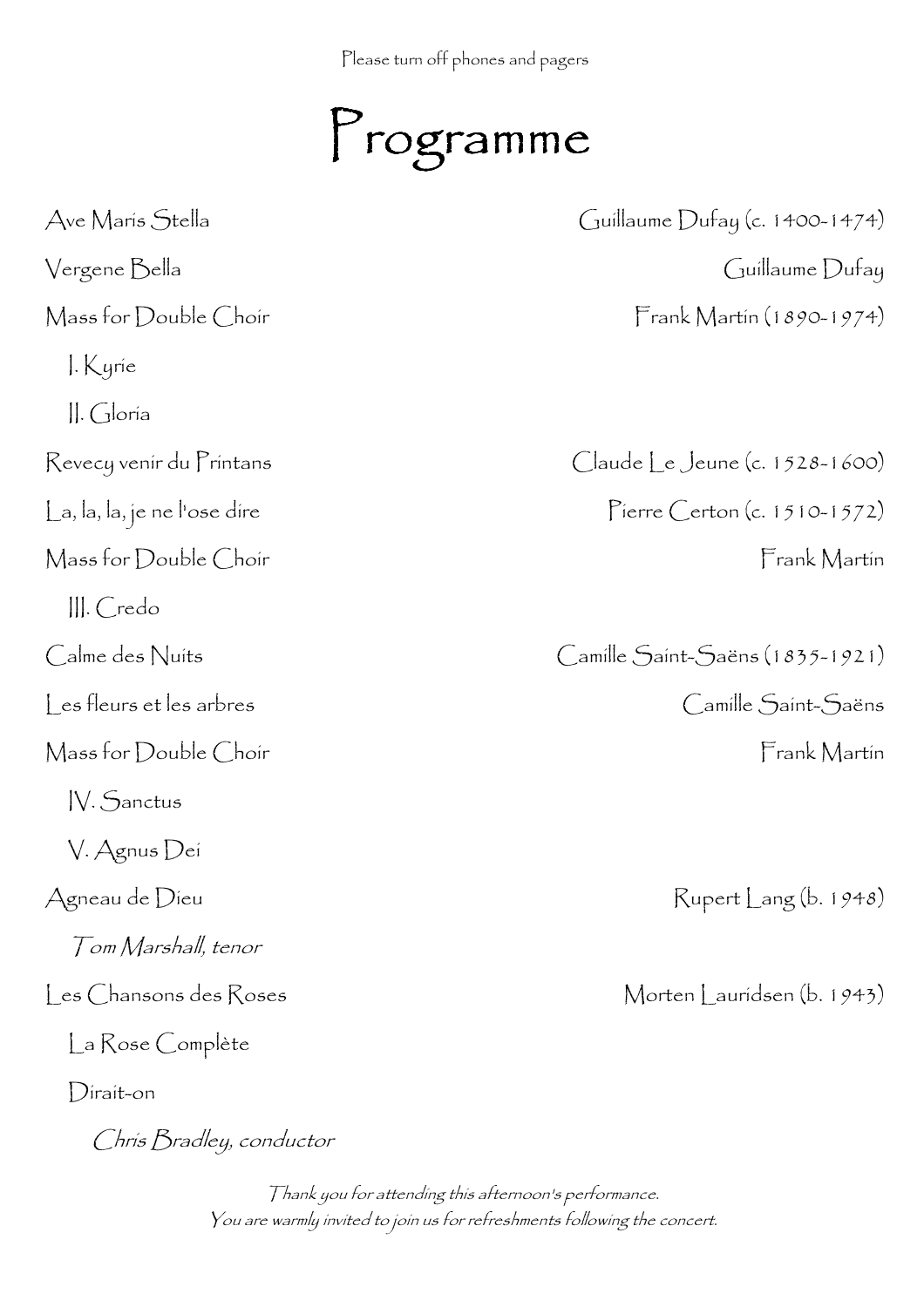Please turn off phones and pagers

# Programme

| | |
|---|---|
| Ave Maris Stella | Guillaume Dufay (c. 1400-1474) |
| Vergene Bella | Guillaume Dufay |
| Mass for Double Choir | Frank Martin (1890-1974) |
| I. Kyrie | |
| II. Gloria | |
| Revecy venir du Printans | Claude Le Jeune (c. 1528-1600) |
| La, la, la, je ne l'ose dire | Pierre Certon (c. 1510-1572) |
| Mass for Double Choir | Frank Martin |
| III. Credo | |
| Calme des Nuits | Camille Saint-Saëns (1835-1921) |
| Les fleurs et les arbres | Camille Saint-Saëns |
| Mass for Double Choir | Frank Martin |
| IV. Sanctus | |
| V. Agnus Dei | |
| Agneau de Dieu | Rupert Lang (b. 1948) |
| *Tom Marshall, tenor* | |
| Les Chansons des Roses | Morten Lauridsen (b. 1943) |
| La Rose Complète | |
| Dirait-on | |
| *Chris Bradley, conductor* | |

*Thank you for attending this afternoon's performance.*
*You are warmly invited to join us for refreshments following the concert.*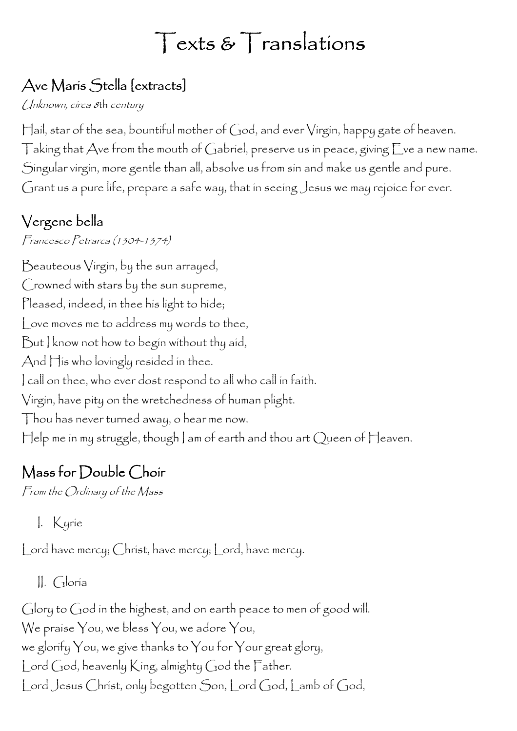# Texts & Translations

## Ave Maris Stella [extracts]

*Unknown, circa 8th century*

Hail, star of the sea, bountiful mother of God, and ever Virgin, happy gate of heaven.
Taking that Ave from the mouth of Gabriel, preserve us in peace, giving Eve a new name.
Singular virgin, more gentle than all, absolve us from sin and make us gentle and pure.
Grant us a pure life, prepare a safe way, that in seeing Jesus we may rejoice for ever.

## Vergene bella

*Francesco Petrarca (1304-1374)*

Beauteous Virgin, by the sun arrayed,
Crowned with stars by the sun supreme,
Pleased, indeed, in thee his light to hide;
Love moves me to address my words to thee,
But I know not how to begin without thy aid,
And His who lovingly resided in thee.
I call on thee, who ever dost respond to all who call in faith.
Virgin, have pity on the wretchedness of human plight.
Thou has never turned away, o hear me now.
Help me in my struggle, though I am of earth and thou art Queen of Heaven.

## Mass for Double Choir

*From the Ordinary of the Mass*

I. Kyrie

Lord have mercy; Christ, have mercy; Lord, have mercy.

II. Gloria

Glory to God in the highest, and on earth peace to men of good will.
We praise You, we bless You, we adore You,
we glorify You, we give thanks to You for Your great glory,
Lord God, heavenly King, almighty God the Father.
Lord Jesus Christ, only begotten Son, Lord God, Lamb of God,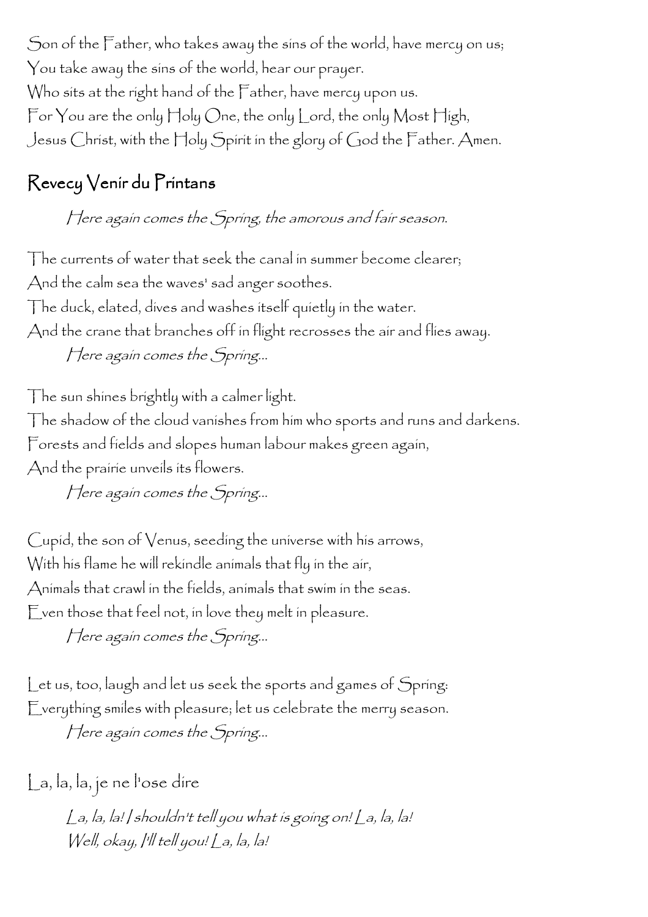Son of the Father, who takes away the sins of the world, have mercy on us;
You take away the sins of the world, hear our prayer.
Who sits at the right hand of the Father, have mercy upon us.
For You are the only Holy One, the only Lord, the only Most High,
Jesus Christ, with the Holy Spirit in the glory of God the Father. Amen.

## Revecy Venir du Printans

*Here again comes the Spring, the amorous and fair season.*

The currents of water that seek the canal in summer become clearer;
And the calm sea the waves' sad anger soothes.
The duck, elated, dives and washes itself quietly in the water.
And the crane that branches off in flight recrosses the air and flies away.
*Here again comes the Spring...*

The sun shines brightly with a calmer light.
The shadow of the cloud vanishes from him who sports and runs and darkens.
Forests and fields and slopes human labour makes green again,
And the prairie unveils its flowers.
*Here again comes the Spring...*

Cupid, the son of Venus, seeding the universe with his arrows,
With his flame he will rekindle animals that fly in the air,
Animals that crawl in the fields, animals that swim in the seas.
Even those that feel not, in love they melt in pleasure.
*Here again comes the Spring...*

Let us, too, laugh and let us seek the sports and games of Spring:
Everything smiles with pleasure; let us celebrate the merry season.
*Here again comes the Spring...*

## La, la, la, je ne l'ose dire

*La, la, la! I shouldn't tell you what is going on! La, la, la!*
*Well, okay, I'll tell you! La, la, la!*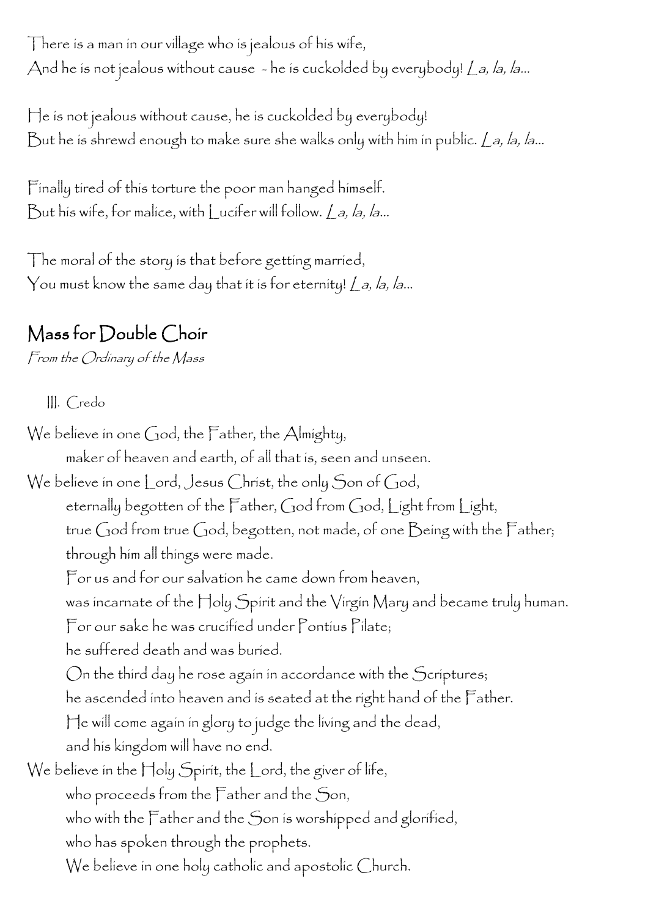There is a man in our village who is jealous of his wife,
And he is not jealous without cause - he is cuckolded by everybody! *La, la, la...*

He is not jealous without cause, he is cuckolded by everybody!
But he is shrewd enough to make sure she walks only with him in public. *La, la, la...*

Finally tired of this torture the poor man hanged himself.
But his wife, for malice, with Lucifer will follow. *La, la, la...*

The moral of the story is that before getting married,
You must know the same day that it is for eternity! *La, la, la...*

## Mass for Double Choir

*From the Ordinary of the Mass*

III. Credo

We believe in one God, the Father, the Almighty,
maker of heaven and earth, of all that is, seen and unseen.
We believe in one Lord, Jesus Christ, the only Son of God,
eternally begotten of the Father, God from God, Light from Light,
true God from true God, begotten, not made, of one Being with the Father;
through him all things were made.
For us and for our salvation he came down from heaven,
was incarnate of the Holy Spirit and the Virgin Mary and became truly human.
For our sake he was crucified under Pontius Pilate;
he suffered death and was buried.
On the third day he rose again in accordance with the Scriptures;
he ascended into heaven and is seated at the right hand of the Father.
He will come again in glory to judge the living and the dead,
and his kingdom will have no end.
We believe in the Holy Spirit, the Lord, the giver of life,
who proceeds from the Father and the Son,
who with the Father and the Son is worshipped and glorified,
who has spoken through the prophets.
We believe in one holy catholic and apostolic Church.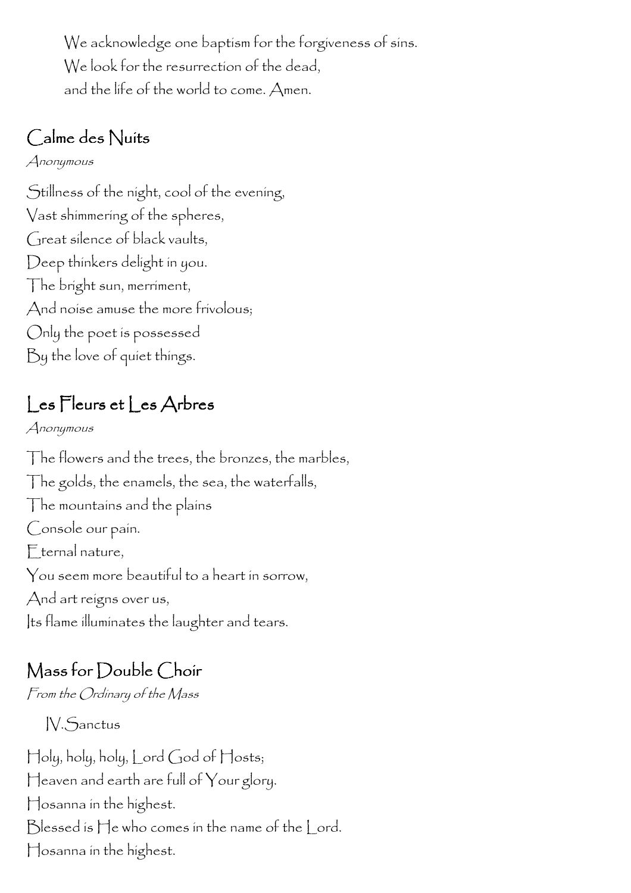We acknowledge one baptism for the forgiveness of sins.
We look for the resurrection of the dead,
and the life of the world to come. Amen.

## Calme des Nuits

*Anonymous*

Stillness of the night, cool of the evening,
Vast shimmering of the spheres,
Great silence of black vaults,
Deep thinkers delight in you.
The bright sun, merriment,
And noise amuse the more frivolous;
Only the poet is possessed
By the love of quiet things.

## Les Fleurs et Les Arbres

*Anonymous*

The flowers and the trees, the bronzes, the marbles,
The golds, the enamels, the sea, the waterfalls,
The mountains and the plains
Console our pain.
Eternal nature,
You seem more beautiful to a heart in sorrow,
And art reigns over us,
Its flame illuminates the laughter and tears.

## Mass for Double Choir

*From the Ordinary of the Mass*

IV. Sanctus

Holy, holy, holy, Lord God of Hosts;
Heaven and earth are full of Your glory.
Hosanna in the highest.
Blessed is He who comes in the name of the Lord.
Hosanna in the highest.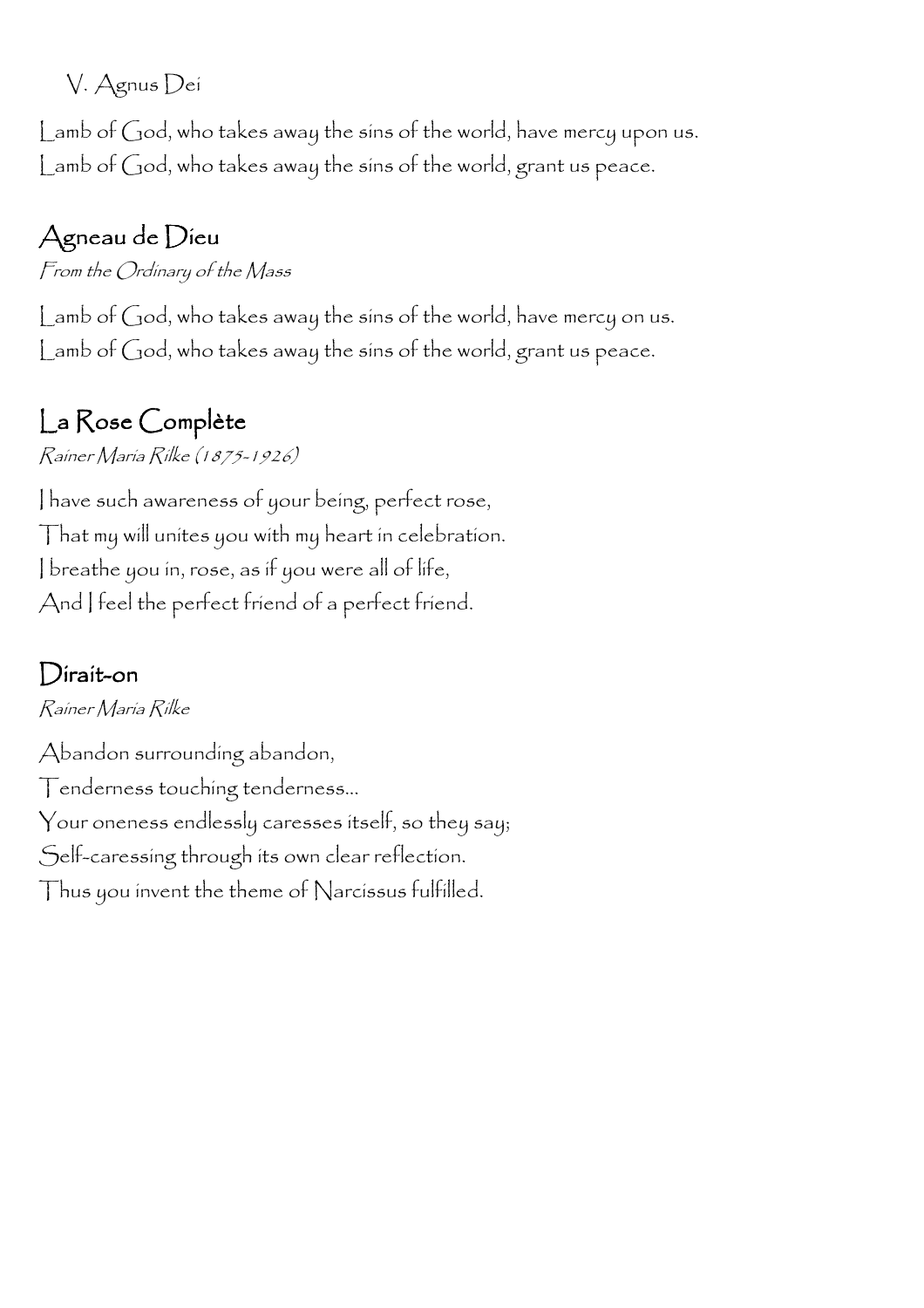V. Agnus Dei

Lamb of God, who takes away the sins of the world, have mercy upon us.
Lamb of God, who takes away the sins of the world, grant us peace.

## Agneau de Dieu

*From the Ordinary of the Mass*

Lamb of God, who takes away the sins of the world, have mercy on us.
Lamb of God, who takes away the sins of the world, grant us peace.

## La Rose Complète

*Rainer Maria Rilke (1875-1926)*

I have such awareness of your being, perfect rose,
That my will unites you with my heart in celebration.
I breathe you in, rose, as if you were all of life,
And I feel the perfect friend of a perfect friend.

## Dirait-on

*Rainer Maria Rilke*

Abandon surrounding abandon,
Tenderness touching tenderness...
Your oneness endlessly caresses itself, so they say;
Self-caressing through its own clear reflection.
Thus you invent the theme of Narcissus fulfilled.